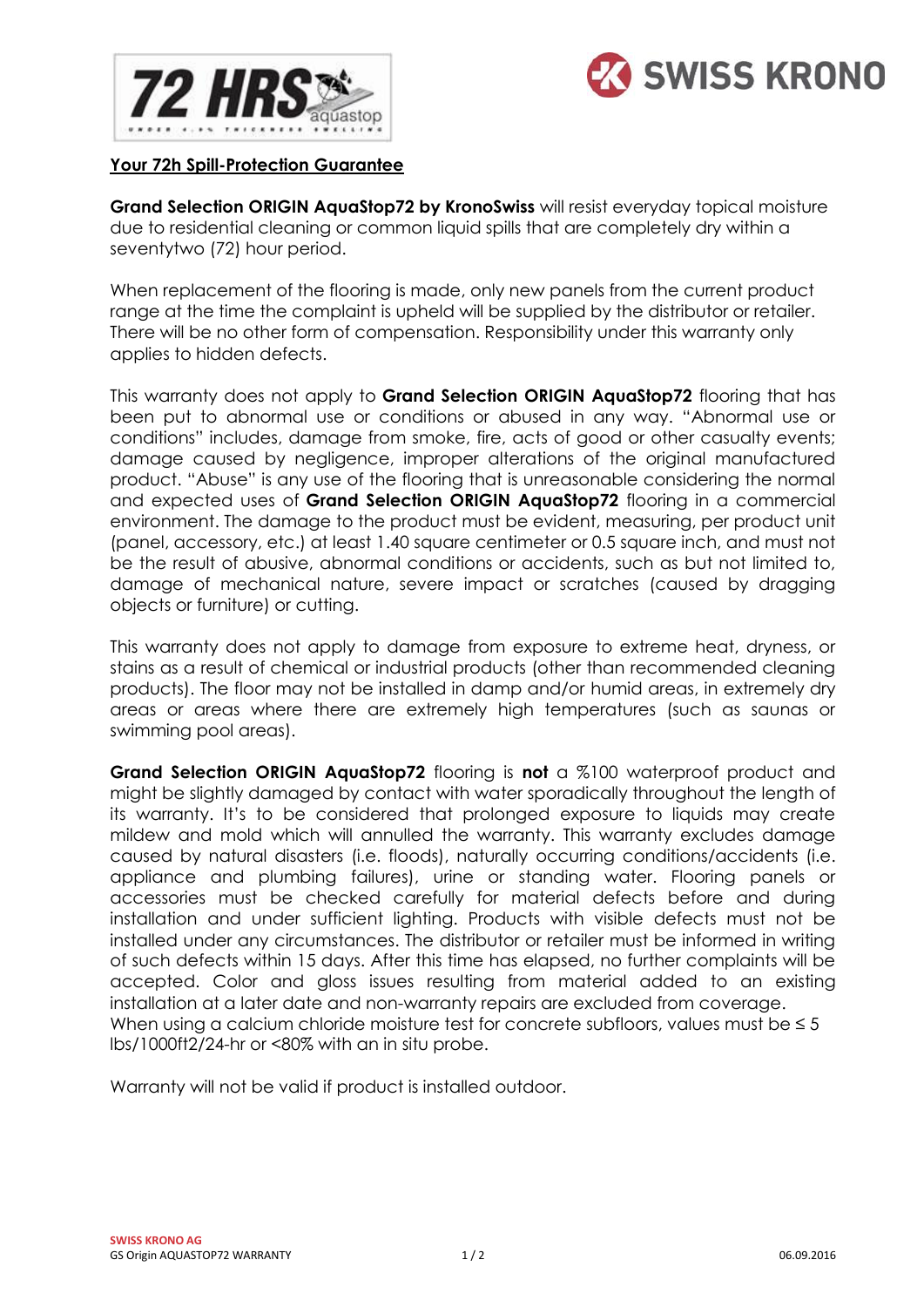**Your 72h Spill-Protection Guarantee**

**Grand Selection ORIGIN AquaStop72 by KronoSwiss** will resist everyday topical moisture due to residential cleaning or common liquid spills that are completely dry within a seventytwo (72) hour period.

When replacement of the flooring is made, only new panels from the current product range at the time the complaint is upheld will be supplied by the distributor or retailer. There will be no other form of compensation. Responsibility under this warranty only applies to hidden defects.

This warranty does not apply to **Grand Selection ORIGIN AquaStop72** flooring that has been put to abnormal use or conditions or abused in any way. "Abnormal use or conditions" includes, damage from smoke, fire, acts of good or other casualty events; damage caused by negligence, improper alterations of the original manufactured product. "Abuse" is any use of the flooring that is unreasonable considering the normal and expected uses of **Grand Selection ORIGIN AquaStop72** flooring in a commercial environment. The damage to the product must be evident, measuring, per product unit (panel, accessory, etc.) at least 1.40 square centimeter or 0.5 square inch, and must not be the result of abusive, abnormal conditions or accidents, such as but not limited to, damage of mechanical nature, severe impact or scratches (caused by dragging objects or furniture) or cutting.

This warranty does not apply to damage from exposure to extreme heat, dryness, or stains as a result of chemical or industrial products (other than recommended cleaning products). The floor may not be installed in damp and/or humid areas, in extremely dry areas or areas where there are extremely high temperatures (such as saunas or swimming pool areas).

**Grand Selection ORIGIN AquaStop72** flooring is **not** a %100 waterproof product and might be slightly damaged by contact with water sporadically throughout the length of its warranty. It's to be considered that prolonged exposure to liquids may create mildew and mold which will annulled the warranty. This warranty excludes damage caused by natural disasters (i.e. floods), naturally occurring conditions/accidents (i.e. appliance and plumbing failures), urine or standing water. Flooring panels or accessories must be checked carefully for material defects before and during installation and under sufficient lighting. Products with visible defects must not be installed under any circumstances. The distributor or retailer must be informed in writing of such defects within 15 days. After this time has elapsed, no further complaints will be accepted. Color and gloss issues resulting from material added to an existing installation at a later date and non-warranty repairs are excluded from coverage.
When using a calcium chloride moisture test for concrete subfloors, values must be ≤ 5 lbs/1000ft2/24-hr or <80% with an in situ probe.

Warranty will not be valid if product is installed outdoor.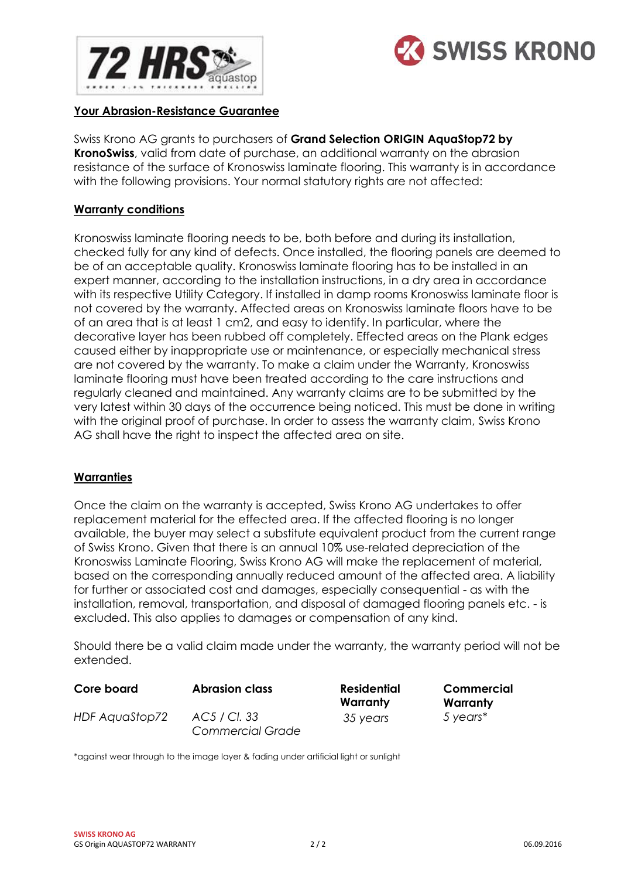## Your Abrasion-Resistance Guarantee

Swiss Krono AG grants to purchasers of **Grand Selection ORIGIN AquaStop72 by KronoSwiss**, valid from date of purchase, an additional warranty on the abrasion resistance of the surface of Kronoswiss laminate flooring. This warranty is in accordance with the following provisions. Your normal statutory rights are not affected:

## Warranty conditions

Kronoswiss laminate flooring needs to be, both before and during its installation, checked fully for any kind of defects. Once installed, the flooring panels are deemed to be of an acceptable quality. Kronoswiss laminate flooring has to be installed in an expert manner, according to the installation instructions, in a dry area in accordance with its respective Utility Category. If installed in damp rooms Kronoswiss laminate floor is not covered by the warranty. Affected areas on Kronoswiss laminate floors have to be of an area that is at least 1 cm2, and easy to identify. In particular, where the decorative layer has been rubbed off completely. Effected areas on the Plank edges caused either by inappropriate use or maintenance, or especially mechanical stress are not covered by the warranty. To make a claim under the Warranty, Kronoswiss laminate flooring must have been treated according to the care instructions and regularly cleaned and maintained. Any warranty claims are to be submitted by the very latest within 30 days of the occurrence being noticed. This must be done in writing with the original proof of purchase. In order to assess the warranty claim, Swiss Krono AG shall have the right to inspect the affected area on site.

## Warranties

Once the claim on the warranty is accepted, Swiss Krono AG undertakes to offer replacement material for the effected area. If the affected flooring is no longer available, the buyer may select a substitute equivalent product from the current range of Swiss Krono. Given that there is an annual 10% use-related depreciation of the Kronoswiss Laminate Flooring, Swiss Krono AG will make the replacement of material, based on the corresponding annually reduced amount of the affected area. A liability for further or associated cost and damages, especially consequential - as with the installation, removal, transportation, and disposal of damaged flooring panels etc. - is excluded. This also applies to damages or compensation of any kind.

Should there be a valid claim made under the warranty, the warranty period will not be extended.

| Core board | Abrasion class | Residential Warranty | Commercial Warranty |
|---|---|---|---|
| *HDF AquaStop72* | *AC5 / Cl. 33 Commercial Grade* | *35 years* | *5 years\** |

\*against wear through to the image layer & fading under artificial light or sunlight